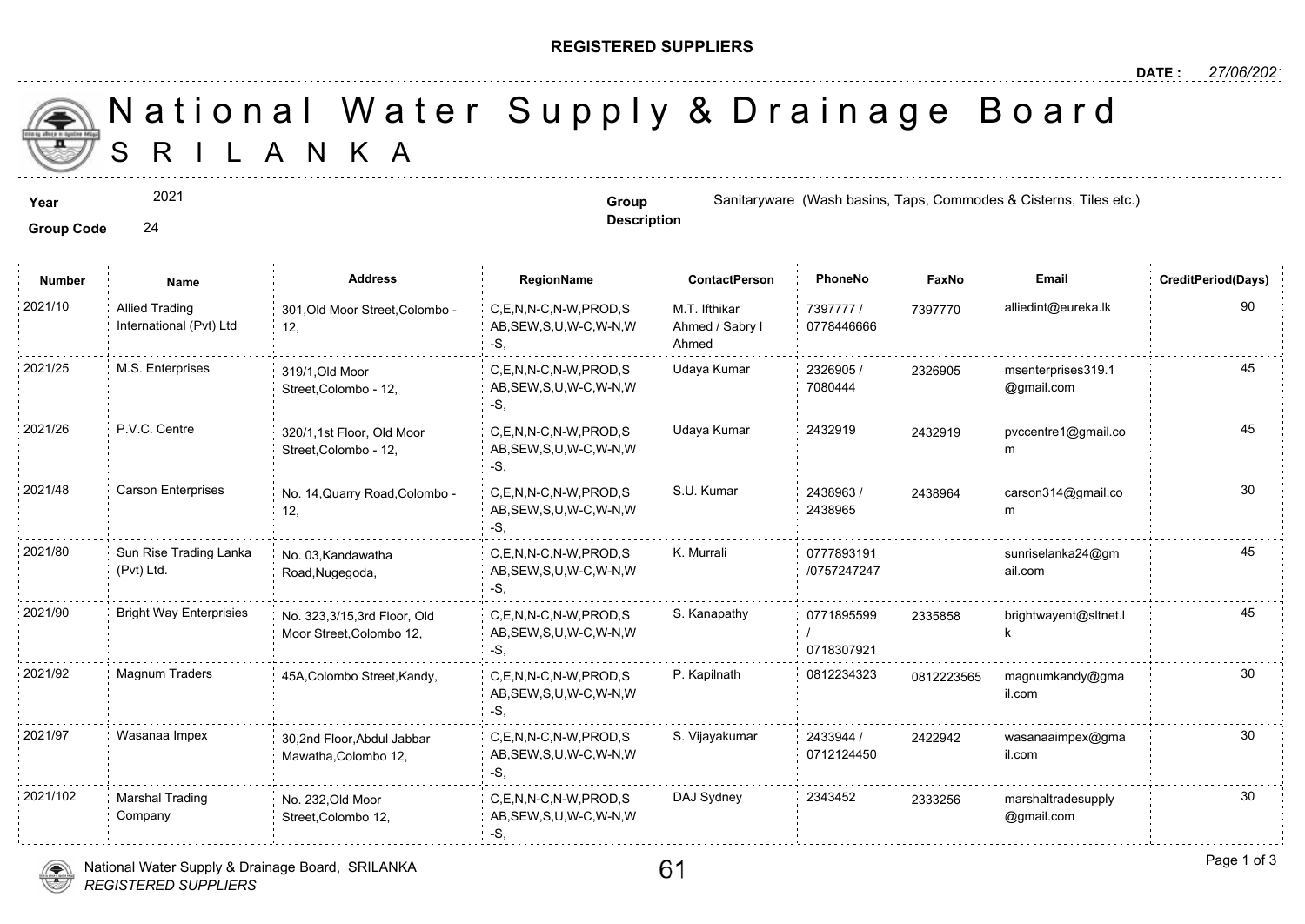**REGISTERED SUPPLIERS**

**DATE :** 27/06/2021

# National Water Supply & Drainage Board
# SRI LANKA

**Year** 2021

**Group Code** 24

**Group Description** Sanitaryware (Wash basins, Taps, Commodes & Cisterns, Tiles etc.)

| Number | Name | Address | RegionName | ContactPerson | PhoneNo | FaxNo | Email | CreditPeriod(Days) |
|---|---|---|---|---|---|---|---|---|
| 2021/10 | Allied Trading International (Pvt) Ltd | 301,Old Moor Street,Colombo - 12, | C,E,N,N-C,N-W,PROD,SAB,SEW,S,U,W-C,W-N,W-S, | M.T. Ifthikar Ahmed / Sabry I Ahmed | 7397777 / 0778446666 | 7397770 | alliedint@eureka.lk | 90 |
| 2021/25 | M.S. Enterprises | 319/1,Old Moor Street,Colombo - 12, | C,E,N,N-C,N-W,PROD,SAB,SEW,S,U,W-C,W-N,W-S, | Udaya Kumar | 2326905 / 7080444 | 2326905 | msenterprises319.1@gmail.com | 45 |
| 2021/26 | P.V.C. Centre | 320/1,1st Floor, Old Moor Street,Colombo - 12, | C,E,N,N-C,N-W,PROD,SAB,SEW,S,U,W-C,W-N,W-S, | Udaya Kumar | 2432919 | 2432919 | pvccentre1@gmail.com | 45 |
| 2021/48 | Carson Enterprises | No. 14,Quarry Road,Colombo - 12, | C,E,N,N-C,N-W,PROD,SAB,SEW,S,U,W-C,W-N,W-S, | S.U. Kumar | 2438963 / 2438965 | 2438964 | carson314@gmail.com | 30 |
| 2021/80 | Sun Rise Trading Lanka (Pvt) Ltd. | No. 03,Kandawatha Road,Nugegoda, | C,E,N,N-C,N-W,PROD,SAB,SEW,S,U,W-C,W-N,W-S, | K. Murrali | 0777893191 /0757247247 | | sunriselanka24@gmail.com | 45 |
| 2021/90 | Bright Way Enterprisies | No. 323,3/15,3rd Floor, Old Moor Street,Colombo 12, | C,E,N,N-C,N-W,PROD,SAB,SEW,S,U,W-C,W-N,W-S, | S. Kanapathy | 0771895599 / 0718307921 | 2335858 | brightwayent@sltnet.lk | 45 |
| 2021/92 | Magnum Traders | 45A,Colombo Street,Kandy, | C,E,N,N-C,N-W,PROD,SAB,SEW,S,U,W-C,W-N,W-S, | P. Kapilnath | 0812234323 | 0812223565 | magnumkandy@gmail.com | 30 |
| 2021/97 | Wasanaa Impex | 30,2nd Floor,Abdul Jabbar Mawatha,Colombo 12, | C,E,N,N-C,N-W,PROD,SAB,SEW,S,U,W-C,W-N,W-S, | S. Vijayakumar | 2433944 / 0712124450 | 2422942 | wasanaaimpex@gmail.com | 30 |
| 2021/102 | Marshal Trading Company | No. 232,Old Moor Street,Colombo 12, | C,E,N,N-C,N-W,PROD,SAB,SEW,S,U,W-C,W-N,W-S, | DAJ Sydney | 2343452 | 2333256 | marshaltradesupply@gmail.com | 30 |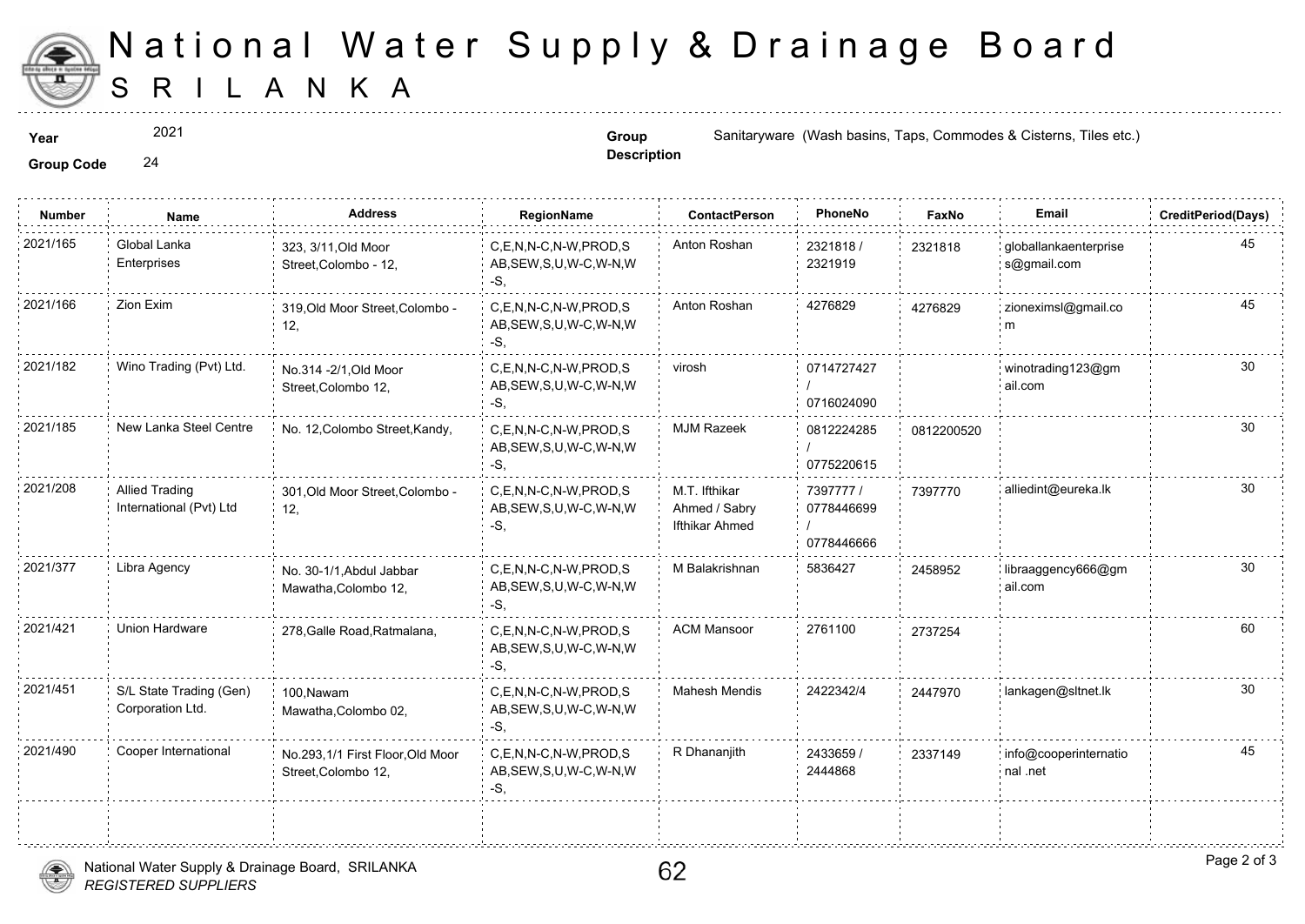# National Water Supply & Drainage Board
# SRILANKA

**Year** 2021

**Group Code** 24

**Group Description** Sanitaryware (Wash basins, Taps, Commodes & Cisterns, Tiles etc.)

| Number | Name | Address | RegionName | ContactPerson | PhoneNo | FaxNo | Email | CreditPeriod(Days) |
|---|---|---|---|---|---|---|---|---|
| 2021/165 | Global Lanka Enterprises | 323, 3/11,Old Moor Street,Colombo - 12, | C,E,N,N-C,N-W,PROD,SAB,SEW,S,U,W-C,W-N,W-S, | Anton Roshan | 2321818 / 2321919 | 2321818 | globallankaenterprises@gmail.com | 45 |
| 2021/166 | Zion Exim | 319,Old Moor Street,Colombo - 12, | C,E,N,N-C,N-W,PROD,SAB,SEW,S,U,W-C,W-N,W-S, | Anton Roshan | 4276829 | 4276829 | zioneximsl@gmail.com | 45 |
| 2021/182 | Wino Trading (Pvt) Ltd. | No.314 -2/1,Old Moor Street,Colombo 12, | C,E,N,N-C,N-W,PROD,SAB,SEW,S,U,W-C,W-N,W-S, | virosh | 0714727427 / 0716024090 | | winotrading123@gmail.com | 30 |
| 2021/185 | New Lanka Steel Centre | No. 12,Colombo Street,Kandy, | C,E,N,N-C,N-W,PROD,SAB,SEW,S,U,W-C,W-N,W-S, | MJM Razeek | 0812224285 / 0775220615 | 0812200520 | | 30 |
| 2021/208 | Allied Trading International (Pvt) Ltd | 301,Old Moor Street,Colombo - 12, | C,E,N,N-C,N-W,PROD,SAB,SEW,S,U,W-C,W-N,W-S, | M.T. Ifthikar Ahmed / Sabry Ifthikar Ahmed | 7397777 / 0778446699 / 0778446666 | 7397770 | alliedint@eureka.lk | 30 |
| 2021/377 | Libra Agency | No. 30-1/1,Abdul Jabbar Mawatha,Colombo 12, | C,E,N,N-C,N-W,PROD,SAB,SEW,S,U,W-C,W-N,W-S, | M Balakrishnan | 5836427 | 2458952 | libraaggency666@gmail.com | 30 |
| 2021/421 | Union Hardware | 278,Galle Road,Ratmalana, | C,E,N,N-C,N-W,PROD,SAB,SEW,S,U,W-C,W-N,W-S, | ACM Mansoor | 2761100 | 2737254 | | 60 |
| 2021/451 | S/L State Trading (Gen) Corporation Ltd. | 100,Nawam Mawatha,Colombo 02, | C,E,N,N-C,N-W,PROD,SAB,SEW,S,U,W-C,W-N,W-S, | Mahesh Mendis | 2422342/4 | 2447970 | lankagen@sltnet.lk | 30 |
| 2021/490 | Cooper International | No.293,1/1 First Floor,Old Moor Street,Colombo 12, | C,E,N,N-C,N-W,PROD,SAB,SEW,S,U,W-C,W-N,W-S, | R Dhananjith | 2433659 / 2444868 | 2337149 | info@cooperinternational .net | 45 |

National Water Supply & Drainage Board, SRILANKA
*REGISTERED SUPPLIERS*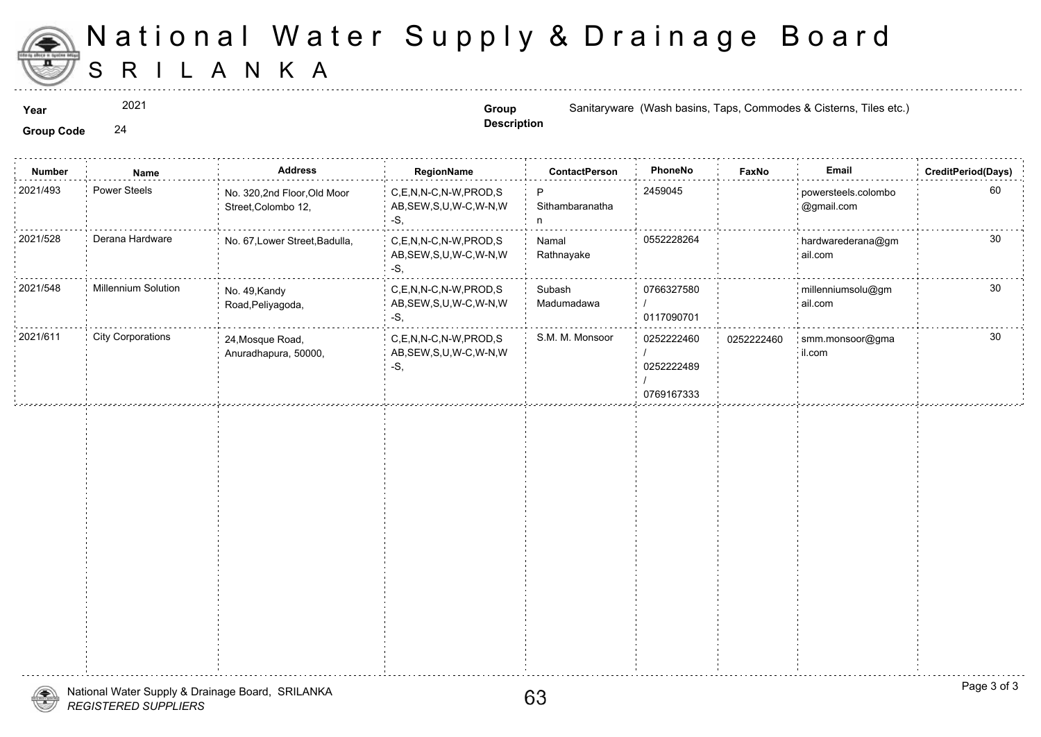# National Water Supply & Drainage Board
## SRILANKA

**Year** 2021

**Group Code** 24

**Group Description** Sanitaryware (Wash basins, Taps, Commodes & Cisterns, Tiles etc.)

| Number | Name | Address | RegionName | ContactPerson | PhoneNo | FaxNo | Email | CreditPeriod(Days) |
|---|---|---|---|---|---|---|---|---|
| 2021/493 | Power Steels | No. 320,2nd Floor,Old Moor Street,Colombo 12, | C,E,N,N-C,N-W,PROD,SAB,SEW,S,U,W-C,W-N,W-S, | P Sithambaranathan | 2459045 | | powersteels.colombo@gmail.com | 60 |
| 2021/528 | Derana Hardware | No. 67,Lower Street,Badulla, | C,E,N,N-C,N-W,PROD,SAB,SEW,S,U,W-C,W-N,W-S, | Namal Rathnayake | 0552228264 | | hardwarederana@gmail.com | 30 |
| 2021/548 | Millennium Solution | No. 49,Kandy Road,Peliyagoda, | C,E,N,N-C,N-W,PROD,SAB,SEW,S,U,W-C,W-N,W-S, | Subash Madumadawa | 0766327580 / 0117090701 | | millenniumsolu@gmail.com | 30 |
| 2021/611 | City Corporations | 24,Mosque Road, Anuradhapura, 50000, | C,E,N,N-C,N-W,PROD,SAB,SEW,S,U,W-C,W-N,W-S, | S.M. M. Monsoor | 0252222460 / 0252222489 / 0769167333 | 0252222460 | smm.monsoor@gmail.com | 30 |

National Water Supply & Drainage Board, SRILANKA
*REGISTERED SUPPLIERS*